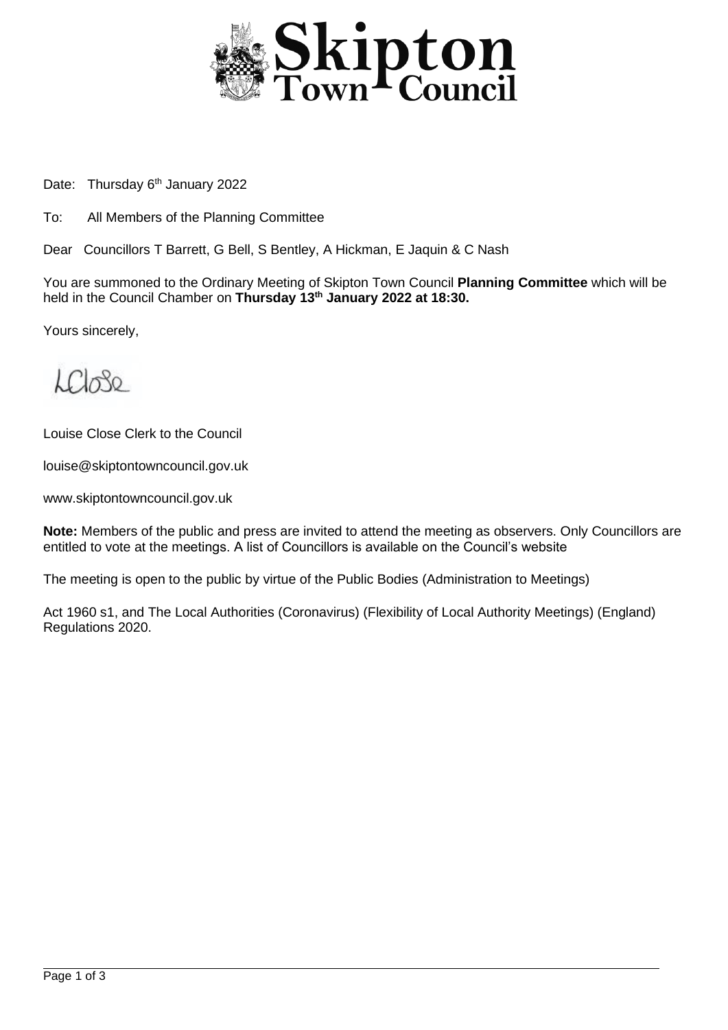# Skipton Town Council

Date: Thursday 6th January 2022

To: All Members of the Planning Committee

Dear Councillors T Barrett, G Bell, S Bentley, A Hickman, E Jaquin & C Nash

You are summoned to the Ordinary Meeting of Skipton Town Council **Planning Committee** which will be held in the Council Chamber on **Thursday 13th January 2022 at 18:30.**

Yours sincerely,

LClose

Louise Close Clerk to the Council

louise@skiptontowncouncil.gov.uk

www.skiptontowncouncil.gov.uk

**Note:** Members of the public and press are invited to attend the meeting as observers. Only Councillors are entitled to vote at the meetings. A list of Councillors is available on the Council's website

The meeting is open to the public by virtue of the Public Bodies (Administration to Meetings)

Act 1960 s1, and The Local Authorities (Coronavirus) (Flexibility of Local Authority Meetings) (England) Regulations 2020.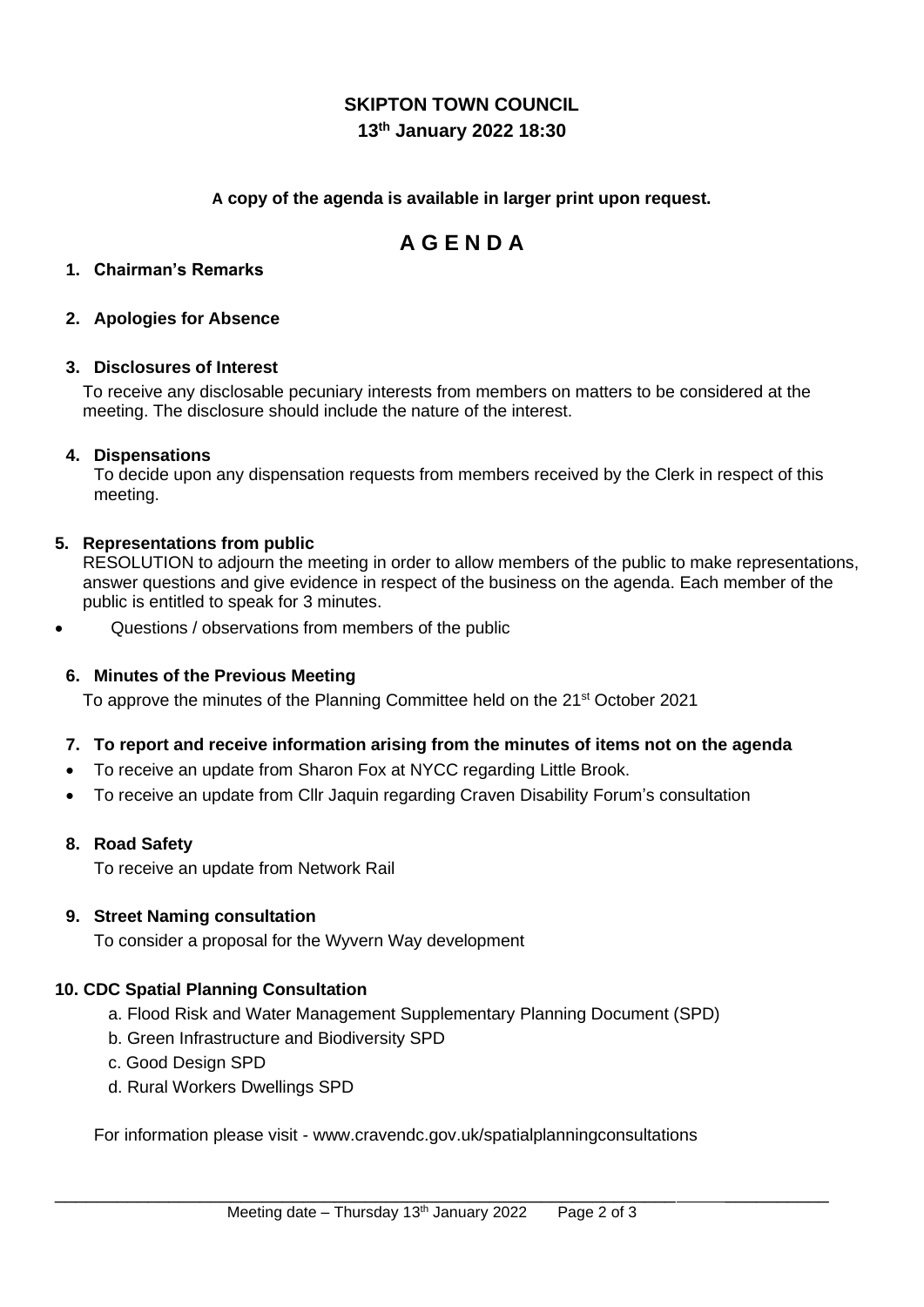**SKIPTON TOWN COUNCIL**

**13th January 2022 18:30**

**A copy of the agenda is available in larger print upon request.**

# A G E N D A

1. **Chairman's Remarks**

2. **Apologies for Absence**

3. **Disclosures of Interest**

   To receive any disclosable pecuniary interests from members on matters to be considered at the meeting. The disclosure should include the nature of the interest.

4. **Dispensations**

   To decide upon any dispensation requests from members received by the Clerk in respect of this meeting.

5. **Representations from public**

   RESOLUTION to adjourn the meeting in order to allow members of the public to make representations, answer questions and give evidence in respect of the business on the agenda. Each member of the public is entitled to speak for 3 minutes.

- Questions / observations from members of the public

6. **Minutes of the Previous Meeting**

   To approve the minutes of the Planning Committee held on the 21st October 2021

7. **To report and receive information arising from the minutes of items not on the agenda**

- To receive an update from Sharon Fox at NYCC regarding Little Brook.
- To receive an update from Cllr Jaquin regarding Craven Disability Forum's consultation

8. **Road Safety**

   To receive an update from Network Rail

9. **Street Naming consultation**

   To consider a proposal for the Wyvern Way development

10. **CDC Spatial Planning Consultation**

    a. Flood Risk and Water Management Supplementary Planning Document (SPD)

    b. Green Infrastructure and Biodiversity SPD

    c. Good Design SPD

    d. Rural Workers Dwellings SPD

    For information please visit - www.cravendc.gov.uk/spatialplanningconsultations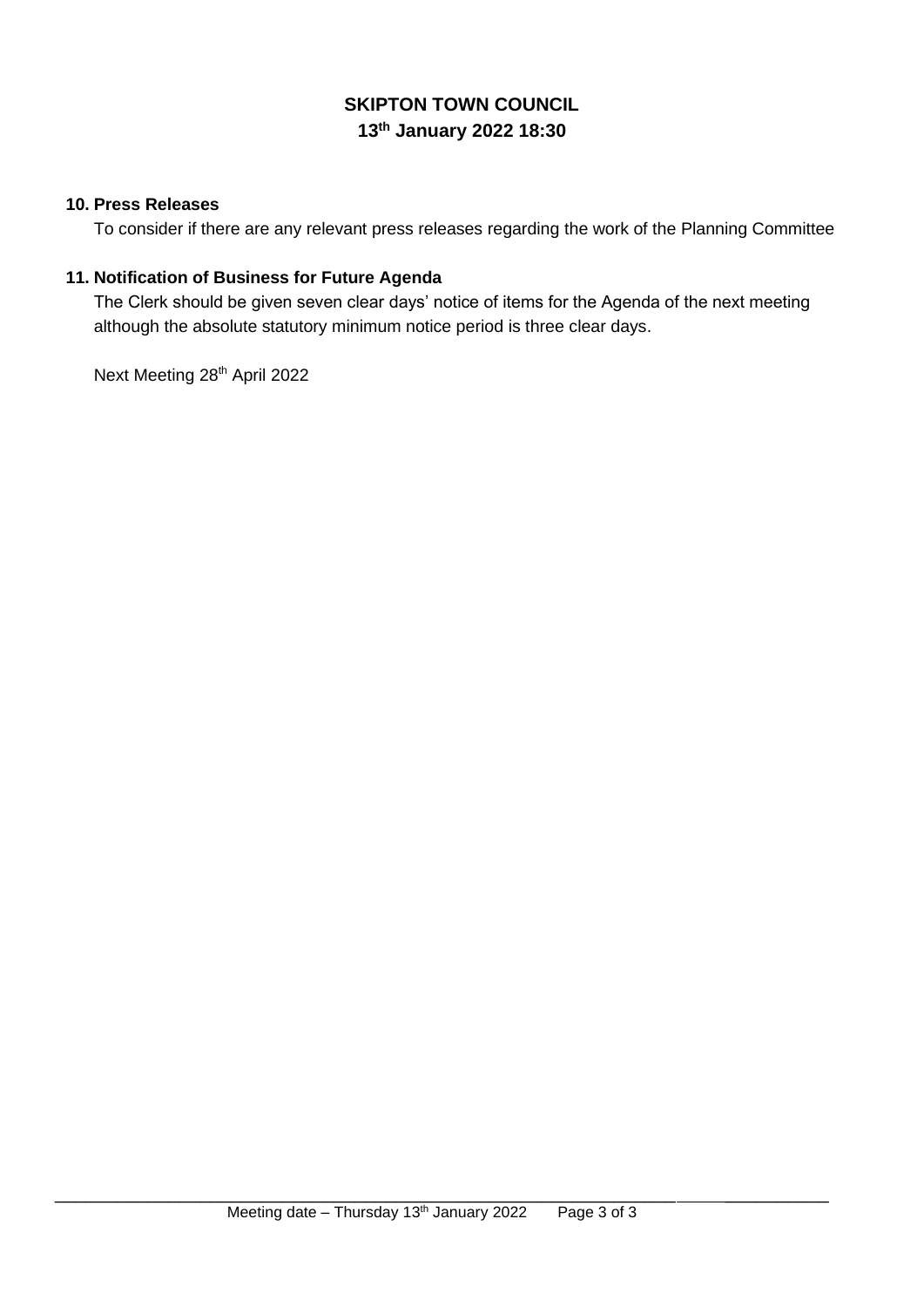**SKIPTON TOWN COUNCIL**
**13th January 2022 18:30**

### 10. Press Releases

To consider if there are any relevant press releases regarding the work of the Planning Committee

### 11. Notification of Business for Future Agenda

The Clerk should be given seven clear days' notice of items for the Agenda of the next meeting although the absolute statutory minimum notice period is three clear days.

Next Meeting 28th April 2022